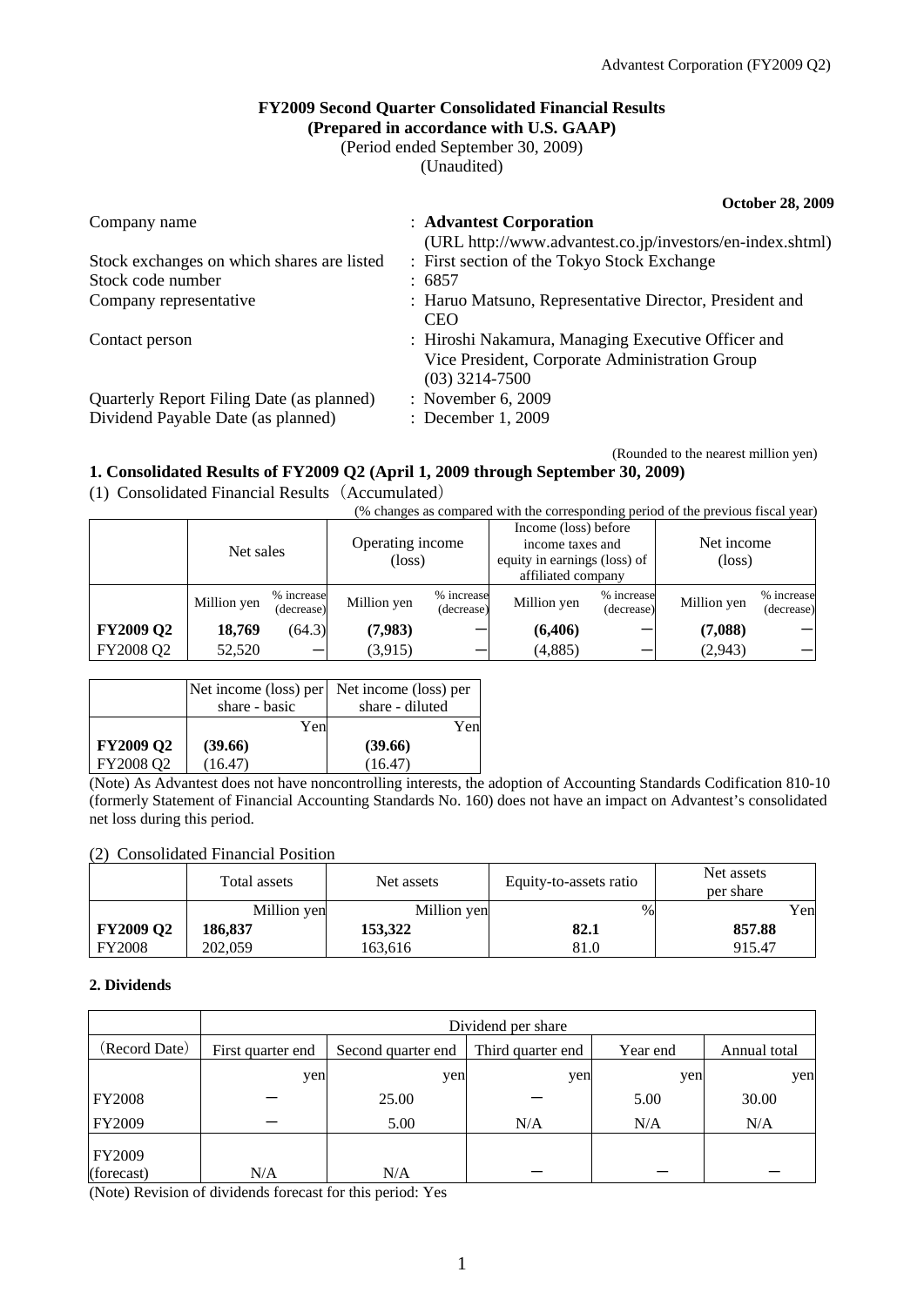# FY2009 Second Quarter Consolidated Financial Results
## (Prepared in accordance with U.S. GAAP)

(Period ended September 30, 2009)
(Unaudited)

**October 28, 2009**

| | |
|---|---|
| Company name | : **Advantest Corporation** (URL http://www.advantest.co.jp/investors/en-index.shtml) |
| Stock exchanges on which shares are listed | : First section of the Tokyo Stock Exchange |
| Stock code number | : 6857 |
| Company representative | : Haruo Matsuno, Representative Director, President and CEO |
| Contact person | : Hiroshi Nakamura, Managing Executive Officer and Vice President, Corporate Administration Group (03) 3214-7500 |
| Quarterly Report Filing Date (as planned) | : November 6, 2009 |
| Dividend Payable Date (as planned) | : December 1, 2009 |

(Rounded to the nearest million yen)

### 1. Consolidated Results of FY2009 Q2 (April 1, 2009 through September 30, 2009)

(1) Consolidated Financial Results（Accumulated）

(% changes as compared with the corresponding period of the previous fiscal year)

| | Net sales | | Operating income (loss) | | Income (loss) before income taxes and equity in earnings (loss) of affiliated company | | Net income (loss) | |
|---|---|---|---|---|---|---|---|---|
| | Million yen | % increase (decrease) | Million yen | % increase (decrease) | Million yen | % increase (decrease) | Million yen | % increase (decrease) |
| **FY2009 Q2** | **18,769** | (64.3) | **(7,983)** | ― | **(6,406)** | ― | **(7,088)** | ― |
| FY2008 Q2 | 52,520 | ― | (3,915) | ― | (4,885) | ― | (2,943) | ― |

| | Net income (loss) per share - basic | Net income (loss) per share - diluted |
|---|---|---|
| | Yen | Yen |
| **FY2009 Q2** | **(39.66)** | **(39.66)** |
| FY2008 Q2 | (16.47) | (16.47) |

(Note) As Advantest does not have noncontrolling interests, the adoption of Accounting Standards Codification 810-10 (formerly Statement of Financial Accounting Standards No. 160) does not have an impact on Advantest's consolidated net loss during this period.

(2) Consolidated Financial Position

| | Total assets | Net assets | Equity-to-assets ratio | Net assets per share |
|---|---|---|---|---|
| | Million yen | Million yen | % | Yen |
| **FY2009 Q2** | **186,837** | **153,322** | **82.1** | **857.88** |
| FY2008 | 202,059 | 163,616 | 81.0 | 915.47 |

### 2. Dividends

| | Dividend per share | | | | |
|---|---|---|---|---|---|
| (Record Date) | First quarter end | Second quarter end | Third quarter end | Year end | Annual total |
| | yen | yen | yen | yen | yen |
| FY2008 | ― | 25.00 | ― | 5.00 | 30.00 |
| FY2009 | ― | 5.00 | N/A | N/A | N/A |
| FY2009 (forecast) | N/A | N/A | ― | ― | ― |

(Note) Revision of dividends forecast for this period: Yes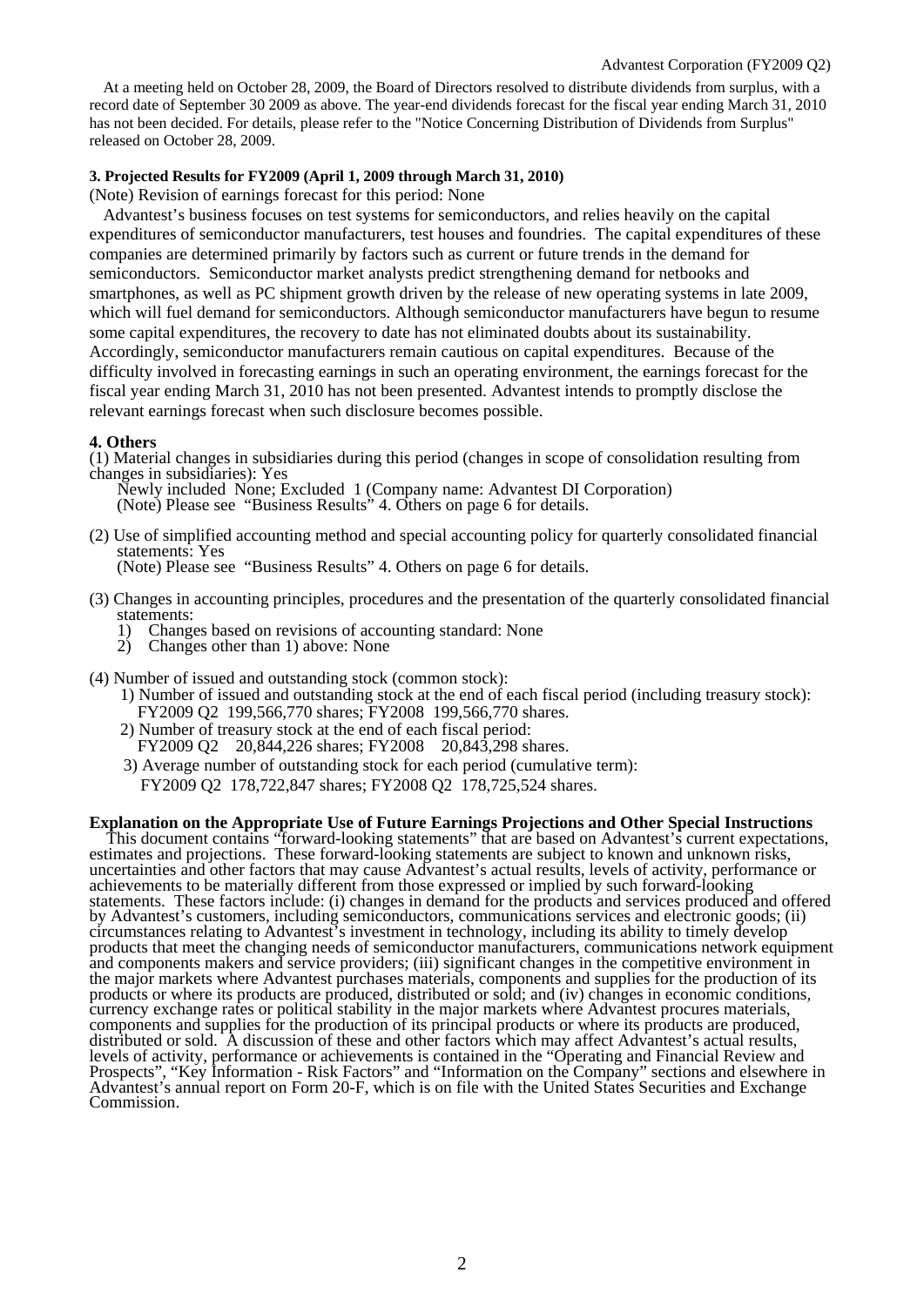At a meeting held on October 28, 2009, the Board of Directors resolved to distribute dividends from surplus, with a record date of September 30 2009 as above. The year-end dividends forecast for the fiscal year ending March 31, 2010 has not been decided. For details, please refer to the "Notice Concerning Distribution of Dividends from Surplus" released on October 28, 2009.

**3. Projected Results for FY2009 (April 1, 2009 through March 31, 2010)**

(Note) Revision of earnings forecast for this period: None

Advantest's business focuses on test systems for semiconductors, and relies heavily on the capital expenditures of semiconductor manufacturers, test houses and foundries. The capital expenditures of these companies are determined primarily by factors such as current or future trends in the demand for semiconductors. Semiconductor market analysts predict strengthening demand for netbooks and smartphones, as well as PC shipment growth driven by the release of new operating systems in late 2009, which will fuel demand for semiconductors. Although semiconductor manufacturers have begun to resume some capital expenditures, the recovery to date has not eliminated doubts about its sustainability. Accordingly, semiconductor manufacturers remain cautious on capital expenditures. Because of the difficulty involved in forecasting earnings in such an operating environment, the earnings forecast for the fiscal year ending March 31, 2010 has not been presented. Advantest intends to promptly disclose the relevant earnings forecast when such disclosure becomes possible.

**4. Others**

(1) Material changes in subsidiaries during this period (changes in scope of consolidation resulting from changes in subsidiaries): Yes

Newly included None; Excluded 1 (Company name: Advantest DI Corporation)
(Note) Please see "Business Results" 4. Others on page 6 for details.

(2) Use of simplified accounting method and special accounting policy for quarterly consolidated financial statements: Yes

(Note) Please see "Business Results" 4. Others on page 6 for details.

(3) Changes in accounting principles, procedures and the presentation of the quarterly consolidated financial statements:

1) Changes based on revisions of accounting standard: None
2) Changes other than 1) above: None

(4) Number of issued and outstanding stock (common stock):

1) Number of issued and outstanding stock at the end of each fiscal period (including treasury stock): FY2009 Q2 199,566,770 shares; FY2008 199,566,770 shares.
2) Number of treasury stock at the end of each fiscal period: FY2009 Q2 20,844,226 shares; FY2008 20,843,298 shares.
3) Average number of outstanding stock for each period (cumulative term): FY2009 Q2 178,722,847 shares; FY2008 Q2 178,725,524 shares.

**Explanation on the Appropriate Use of Future Earnings Projections and Other Special Instructions**

This document contains "forward-looking statements" that are based on Advantest's current expectations, estimates and projections. These forward-looking statements are subject to known and unknown risks, uncertainties and other factors that may cause Advantest's actual results, levels of activity, performance or achievements to be materially different from those expressed or implied by such forward-looking statements. These factors include: (i) changes in demand for the products and services produced and offered by Advantest's customers, including semiconductors, communications services and electronic goods; (ii) circumstances relating to Advantest's investment in technology, including its ability to timely develop products that meet the changing needs of semiconductor manufacturers, communications network equipment and components makers and service providers; (iii) significant changes in the competitive environment in the major markets where Advantest purchases materials, components and supplies for the production of its products or where its products are produced, distributed or sold; and (iv) changes in economic conditions, currency exchange rates or political stability in the major markets where Advantest procures materials, components and supplies for the production of its principal products or where its products are produced, distributed or sold. A discussion of these and other factors which may affect Advantest's actual results, levels of activity, performance or achievements is contained in the "Operating and Financial Review and Prospects", "Key Information - Risk Factors" and "Information on the Company" sections and elsewhere in Advantest's annual report on Form 20-F, which is on file with the United States Securities and Exchange Commission.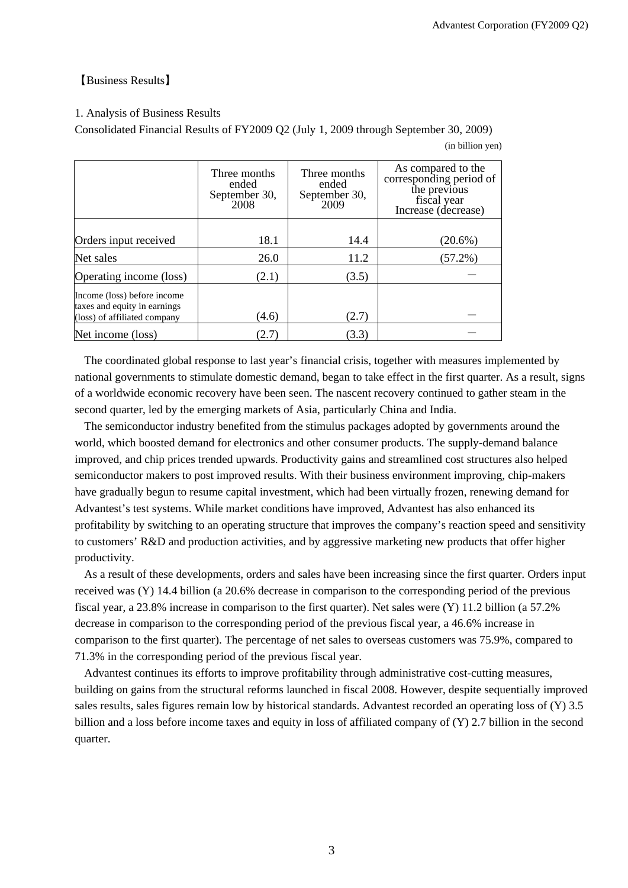【Business Results】

1. Analysis of Business Results

Consolidated Financial Results of FY2009 Q2 (July 1, 2009 through September 30, 2009)

(in billion yen)

| | Three months ended September 30, 2008 | Three months ended September 30, 2009 | As compared to the corresponding period of the previous fiscal year Increase (decrease) |
|---|---|---|---|
| Orders input received | 18.1 | 14.4 | (20.6%) |
| Net sales | 26.0 | 11.2 | (57.2%) |
| Operating income (loss) | (2.1) | (3.5) | — |
| Income (loss) before income taxes and equity in earnings (loss) of affiliated company | (4.6) | (2.7) | — |
| Net income (loss) | (2.7) | (3.3) | — |

The coordinated global response to last year's financial crisis, together with measures implemented by national governments to stimulate domestic demand, began to take effect in the first quarter. As a result, signs of a worldwide economic recovery have been seen. The nascent recovery continued to gather steam in the second quarter, led by the emerging markets of Asia, particularly China and India.

The semiconductor industry benefited from the stimulus packages adopted by governments around the world, which boosted demand for electronics and other consumer products. The supply-demand balance improved, and chip prices trended upwards. Productivity gains and streamlined cost structures also helped semiconductor makers to post improved results. With their business environment improving, chip-makers have gradually begun to resume capital investment, which had been virtually frozen, renewing demand for Advantest's test systems. While market conditions have improved, Advantest has also enhanced its profitability by switching to an operating structure that improves the company's reaction speed and sensitivity to customers' R&D and production activities, and by aggressive marketing new products that offer higher productivity.

As a result of these developments, orders and sales have been increasing since the first quarter. Orders input received was (Y) 14.4 billion (a 20.6% decrease in comparison to the corresponding period of the previous fiscal year, a 23.8% increase in comparison to the first quarter). Net sales were (Y) 11.2 billion (a 57.2% decrease in comparison to the corresponding period of the previous fiscal year, a 46.6% increase in comparison to the first quarter). The percentage of net sales to overseas customers was 75.9%, compared to 71.3% in the corresponding period of the previous fiscal year.

Advantest continues its efforts to improve profitability through administrative cost-cutting measures, building on gains from the structural reforms launched in fiscal 2008. However, despite sequentially improved sales results, sales figures remain low by historical standards. Advantest recorded an operating loss of (Y) 3.5 billion and a loss before income taxes and equity in loss of affiliated company of (Y) 2.7 billion in the second quarter.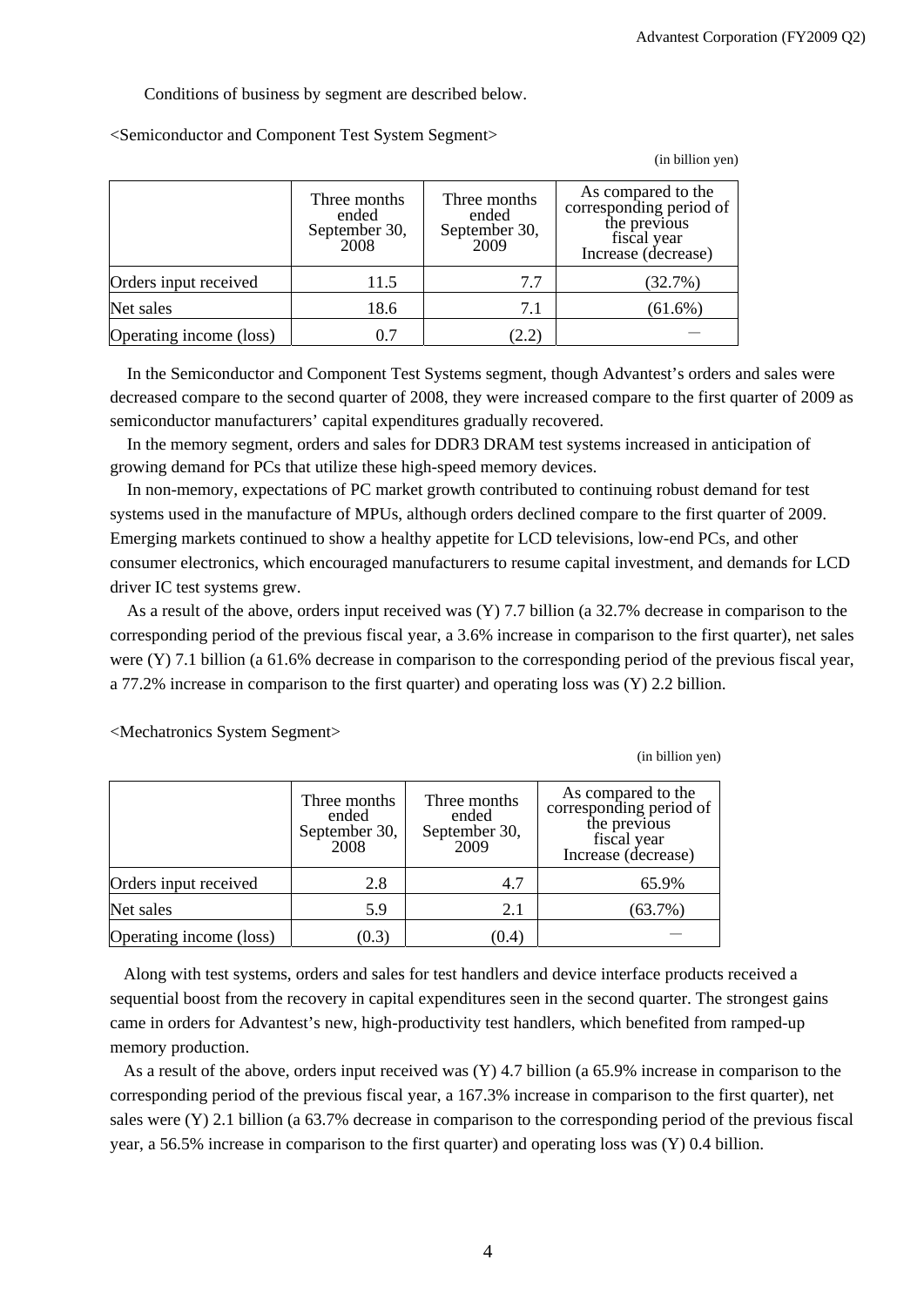Conditions of business by segment are described below.

<Semiconductor and Component Test System Segment>

(in billion yen)

| | Three months ended September 30, 2008 | Three months ended September 30, 2009 | As compared to the corresponding period of the previous fiscal year Increase (decrease) |
|---|---|---|---|
| Orders input received | 11.5 | 7.7 | (32.7%) |
| Net sales | 18.6 | 7.1 | (61.6%) |
| Operating income (loss) | 0.7 | (2.2) | — |

In the Semiconductor and Component Test Systems segment, though Advantest's orders and sales were decreased compare to the second quarter of 2008, they were increased compare to the first quarter of 2009 as semiconductor manufacturers' capital expenditures gradually recovered.

In the memory segment, orders and sales for DDR3 DRAM test systems increased in anticipation of growing demand for PCs that utilize these high-speed memory devices.

In non-memory, expectations of PC market growth contributed to continuing robust demand for test systems used in the manufacture of MPUs, although orders declined compare to the first quarter of 2009. Emerging markets continued to show a healthy appetite for LCD televisions, low-end PCs, and other consumer electronics, which encouraged manufacturers to resume capital investment, and demands for LCD driver IC test systems grew.

As a result of the above, orders input received was (Y) 7.7 billion (a 32.7% decrease in comparison to the corresponding period of the previous fiscal year, a 3.6% increase in comparison to the first quarter), net sales were (Y) 7.1 billion (a 61.6% decrease in comparison to the corresponding period of the previous fiscal year, a 77.2% increase in comparison to the first quarter) and operating loss was (Y) 2.2 billion.

<Mechatronics System Segment>

(in billion yen)

| | Three months ended September 30, 2008 | Three months ended September 30, 2009 | As compared to the corresponding period of the previous fiscal year Increase (decrease) |
|---|---|---|---|
| Orders input received | 2.8 | 4.7 | 65.9% |
| Net sales | 5.9 | 2.1 | (63.7%) |
| Operating income (loss) | (0.3) | (0.4) | — |

Along with test systems, orders and sales for test handlers and device interface products received a sequential boost from the recovery in capital expenditures seen in the second quarter. The strongest gains came in orders for Advantest's new, high-productivity test handlers, which benefited from ramped-up memory production.

As a result of the above, orders input received was (Y) 4.7 billion (a 65.9% increase in comparison to the corresponding period of the previous fiscal year, a 167.3% increase in comparison to the first quarter), net sales were (Y) 2.1 billion (a 63.7% decrease in comparison to the corresponding period of the previous fiscal year, a 56.5% increase in comparison to the first quarter) and operating loss was (Y) 0.4 billion.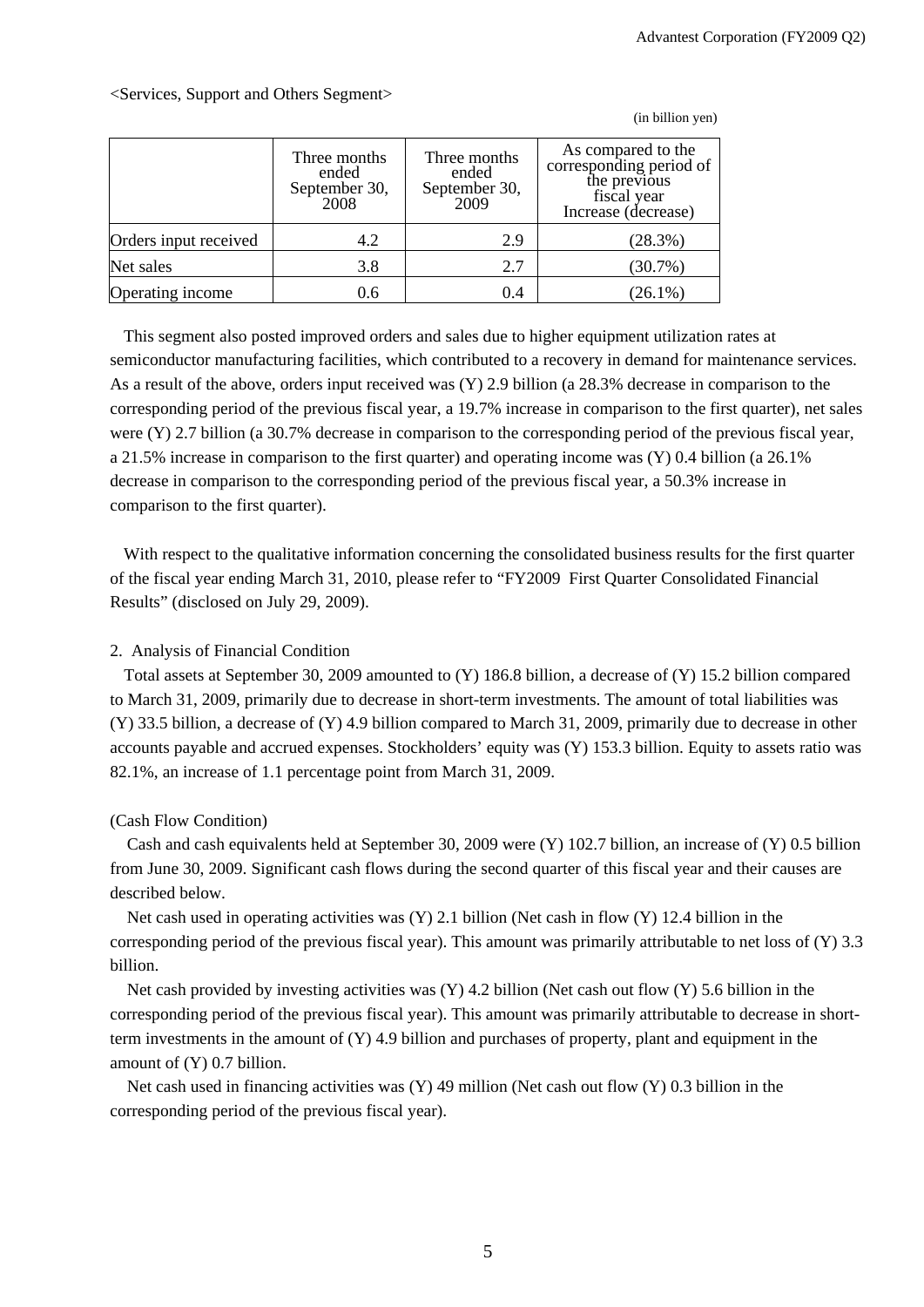<Services, Support and Others Segment>

(in billion yen)

| | Three months ended September 30, 2008 | Three months ended September 30, 2009 | As compared to the corresponding period of the previous fiscal year Increase (decrease) |
|---|---|---|---|
| Orders input received | 4.2 | 2.9 | (28.3%) |
| Net sales | 3.8 | 2.7 | (30.7%) |
| Operating income | 0.6 | 0.4 | (26.1%) |

This segment also posted improved orders and sales due to higher equipment utilization rates at semiconductor manufacturing facilities, which contributed to a recovery in demand for maintenance services. As a result of the above, orders input received was (Y) 2.9 billion (a 28.3% decrease in comparison to the corresponding period of the previous fiscal year, a 19.7% increase in comparison to the first quarter), net sales were (Y) 2.7 billion (a 30.7% decrease in comparison to the corresponding period of the previous fiscal year, a 21.5% increase in comparison to the first quarter) and operating income was (Y) 0.4 billion (a 26.1% decrease in comparison to the corresponding period of the previous fiscal year, a 50.3% increase in comparison to the first quarter).

With respect to the qualitative information concerning the consolidated business results for the first quarter of the fiscal year ending March 31, 2010, please refer to "FY2009 First Quarter Consolidated Financial Results" (disclosed on July 29, 2009).

2. Analysis of Financial Condition

Total assets at September 30, 2009 amounted to (Y) 186.8 billion, a decrease of (Y) 15.2 billion compared to March 31, 2009, primarily due to decrease in short-term investments. The amount of total liabilities was (Y) 33.5 billion, a decrease of (Y) 4.9 billion compared to March 31, 2009, primarily due to decrease in other accounts payable and accrued expenses. Stockholders' equity was (Y) 153.3 billion. Equity to assets ratio was 82.1%, an increase of 1.1 percentage point from March 31, 2009.

(Cash Flow Condition)

Cash and cash equivalents held at September 30, 2009 were (Y) 102.7 billion, an increase of (Y) 0.5 billion from June 30, 2009. Significant cash flows during the second quarter of this fiscal year and their causes are described below.

Net cash used in operating activities was (Y) 2.1 billion (Net cash in flow (Y) 12.4 billion in the corresponding period of the previous fiscal year). This amount was primarily attributable to net loss of (Y) 3.3 billion.

Net cash provided by investing activities was (Y) 4.2 billion (Net cash out flow (Y) 5.6 billion in the corresponding period of the previous fiscal year). This amount was primarily attributable to decrease in short-term investments in the amount of (Y) 4.9 billion and purchases of property, plant and equipment in the amount of (Y) 0.7 billion.

Net cash used in financing activities was (Y) 49 million (Net cash out flow (Y) 0.3 billion in the corresponding period of the previous fiscal year).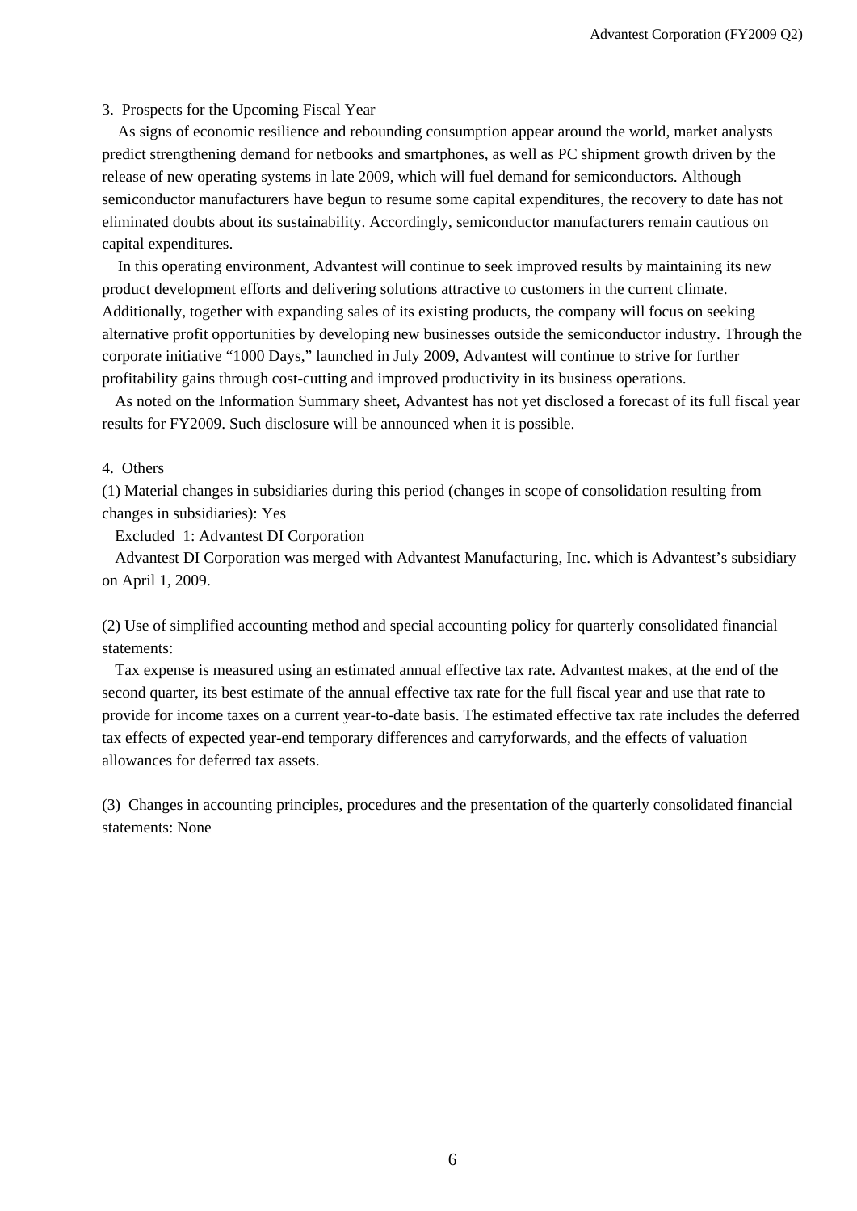## 3. Prospects for the Upcoming Fiscal Year

As signs of economic resilience and rebounding consumption appear around the world, market analysts predict strengthening demand for netbooks and smartphones, as well as PC shipment growth driven by the release of new operating systems in late 2009, which will fuel demand for semiconductors. Although semiconductor manufacturers have begun to resume some capital expenditures, the recovery to date has not eliminated doubts about its sustainability. Accordingly, semiconductor manufacturers remain cautious on capital expenditures.

In this operating environment, Advantest will continue to seek improved results by maintaining its new product development efforts and delivering solutions attractive to customers in the current climate. Additionally, together with expanding sales of its existing products, the company will focus on seeking alternative profit opportunities by developing new businesses outside the semiconductor industry. Through the corporate initiative "1000 Days," launched in July 2009, Advantest will continue to strive for further profitability gains through cost-cutting and improved productivity in its business operations.

As noted on the Information Summary sheet, Advantest has not yet disclosed a forecast of its full fiscal year results for FY2009. Such disclosure will be announced when it is possible.

## 4. Others

(1) Material changes in subsidiaries during this period (changes in scope of consolidation resulting from changes in subsidiaries): Yes

Excluded 1: Advantest DI Corporation

Advantest DI Corporation was merged with Advantest Manufacturing, Inc. which is Advantest's subsidiary on April 1, 2009.

(2) Use of simplified accounting method and special accounting policy for quarterly consolidated financial statements:

Tax expense is measured using an estimated annual effective tax rate. Advantest makes, at the end of the second quarter, its best estimate of the annual effective tax rate for the full fiscal year and use that rate to provide for income taxes on a current year-to-date basis. The estimated effective tax rate includes the deferred tax effects of expected year-end temporary differences and carryforwards, and the effects of valuation allowances for deferred tax assets.

(3) Changes in accounting principles, procedures and the presentation of the quarterly consolidated financial statements: None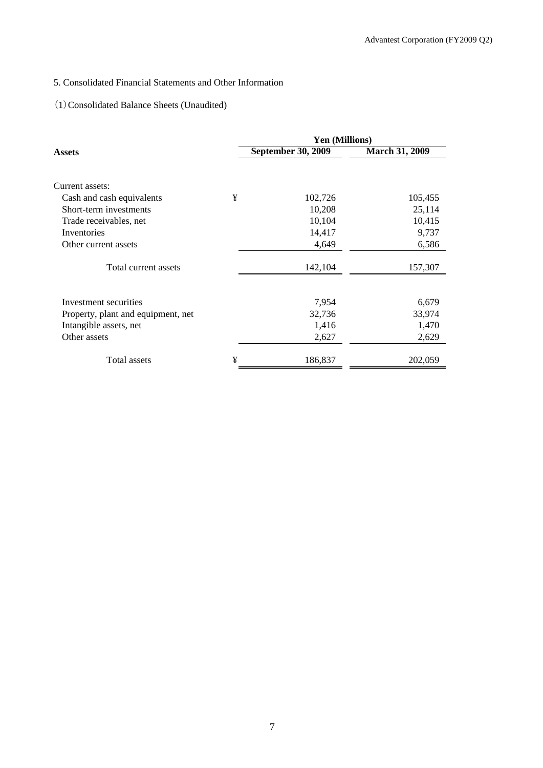5. Consolidated Financial Statements and Other Information

(1) Consolidated Balance Sheets (Unaudited)

| Assets | | Yen (Millions) | |
|---|---|---|---|
| | | September 30, 2009 | March 31, 2009 |
| Current assets: | | | |
| Cash and cash equivalents | ¥ | 102,726 | 105,455 |
| Short-term investments | | 10,208 | 25,114 |
| Trade receivables, net | | 10,104 | 10,415 |
| Inventories | | 14,417 | 9,737 |
| Other current assets | | 4,649 | 6,586 |
| Total current assets | | 142,104 | 157,307 |
| Investment securities | | 7,954 | 6,679 |
| Property, plant and equipment, net | | 32,736 | 33,974 |
| Intangible assets, net | | 1,416 | 1,470 |
| Other assets | | 2,627 | 2,629 |
| Total assets | ¥ | 186,837 | 202,059 |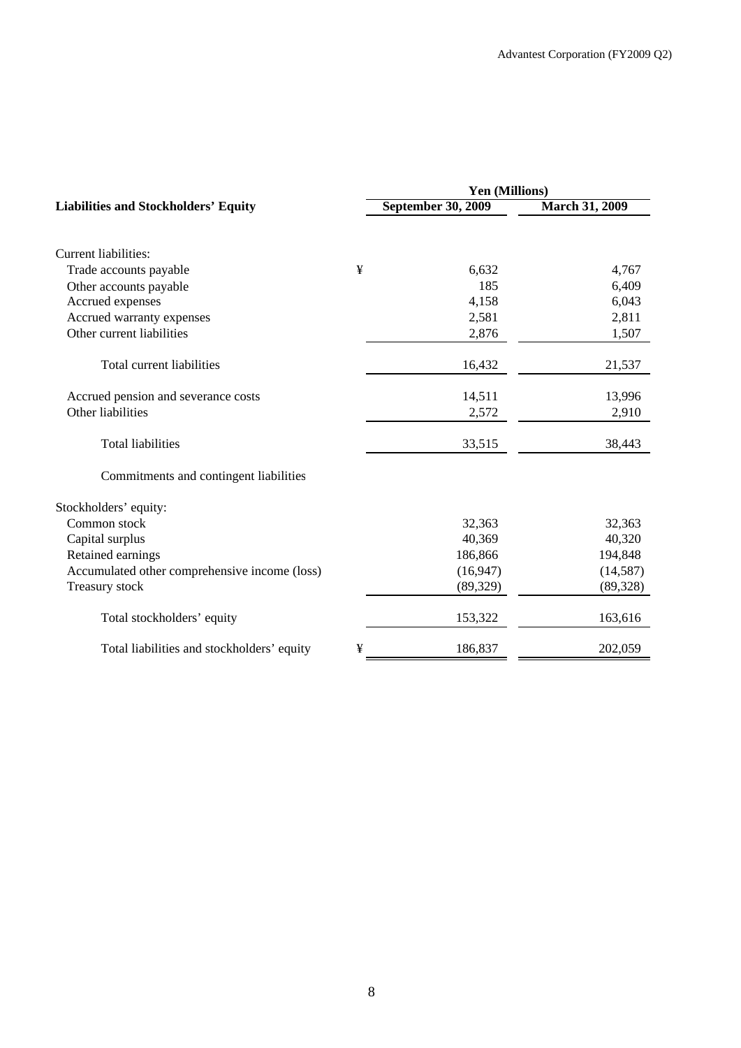| Liabilities and Stockholders' Equity | | Yen (Millions) | |
|---|---|---|---|
| | | September 30, 2009 | March 31, 2009 |
| Current liabilities: | | | |
| Trade accounts payable | ¥ | 6,632 | 4,767 |
| Other accounts payable | | 185 | 6,409 |
| Accrued expenses | | 4,158 | 6,043 |
| Accrued warranty expenses | | 2,581 | 2,811 |
| Other current liabilities | | 2,876 | 1,507 |
| Total current liabilities | | 16,432 | 21,537 |
| Accrued pension and severance costs | | 14,511 | 13,996 |
| Other liabilities | | 2,572 | 2,910 |
| Total liabilities | | 33,515 | 38,443 |
| Commitments and contingent liabilities | | | |
| Stockholders' equity: | | | |
| Common stock | | 32,363 | 32,363 |
| Capital surplus | | 40,369 | 40,320 |
| Retained earnings | | 186,866 | 194,848 |
| Accumulated other comprehensive income (loss) | | (16,947) | (14,587) |
| Treasury stock | | (89,329) | (89,328) |
| Total stockholders' equity | | 153,322 | 163,616 |
| Total liabilities and stockholders' equity | ¥ | 186,837 | 202,059 |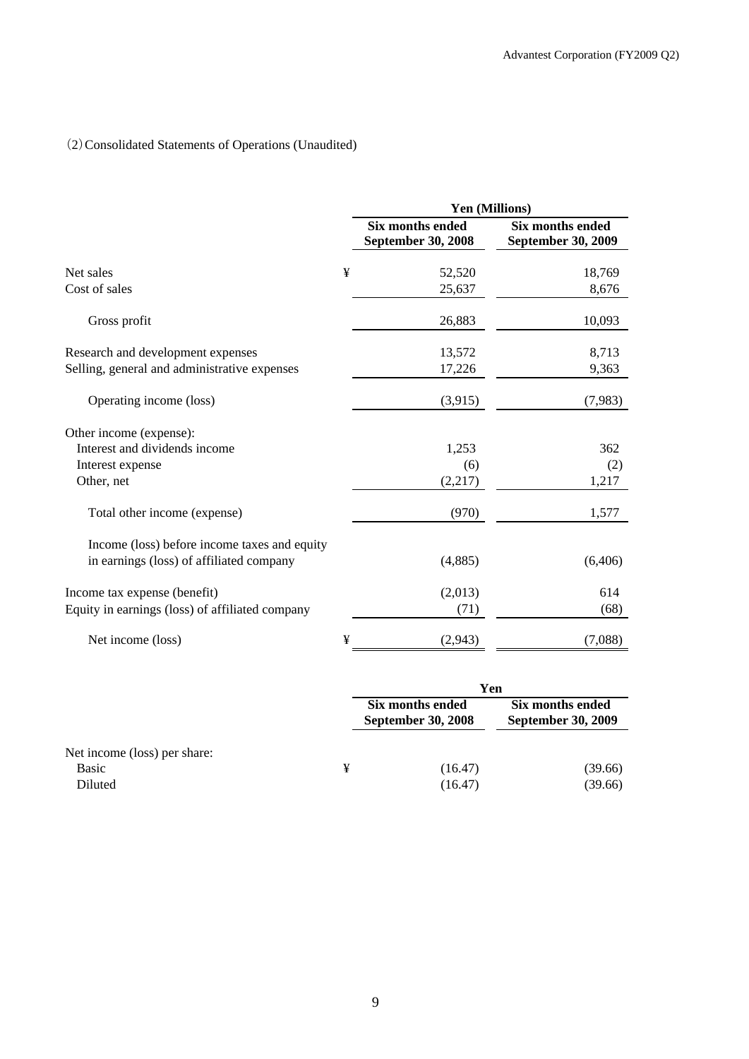(2) Consolidated Statements of Operations (Unaudited)

| | | Yen (Millions) | |
|---|---|---|---|
| | | Six months ended September 30, 2008 | Six months ended September 30, 2009 |
| Net sales | ¥ | 52,520 | 18,769 |
| Cost of sales | | 25,637 | 8,676 |
| Gross profit | | 26,883 | 10,093 |
| Research and development expenses | | 13,572 | 8,713 |
| Selling, general and administrative expenses | | 17,226 | 9,363 |
| Operating income (loss) | | (3,915) | (7,983) |
| Other income (expense): | | | |
| Interest and dividends income | | 1,253 | 362 |
| Interest expense | | (6) | (2) |
| Other, net | | (2,217) | 1,217 |
| Total other income (expense) | | (970) | 1,577 |
| Income (loss) before income taxes and equity in earnings (loss) of affiliated company | | (4,885) | (6,406) |
| Income tax expense (benefit) | | (2,013) | 614 |
| Equity in earnings (loss) of affiliated company | | (71) | (68) |
| Net income (loss) | ¥ | (2,943) | (7,088) |

| | | Yen | |
|---|---|---|---|
| | | Six months ended September 30, 2008 | Six months ended September 30, 2009 |
| Net income (loss) per share: | | | |
| Basic | ¥ | (16.47) | (39.66) |
| Diluted | | (16.47) | (39.66) |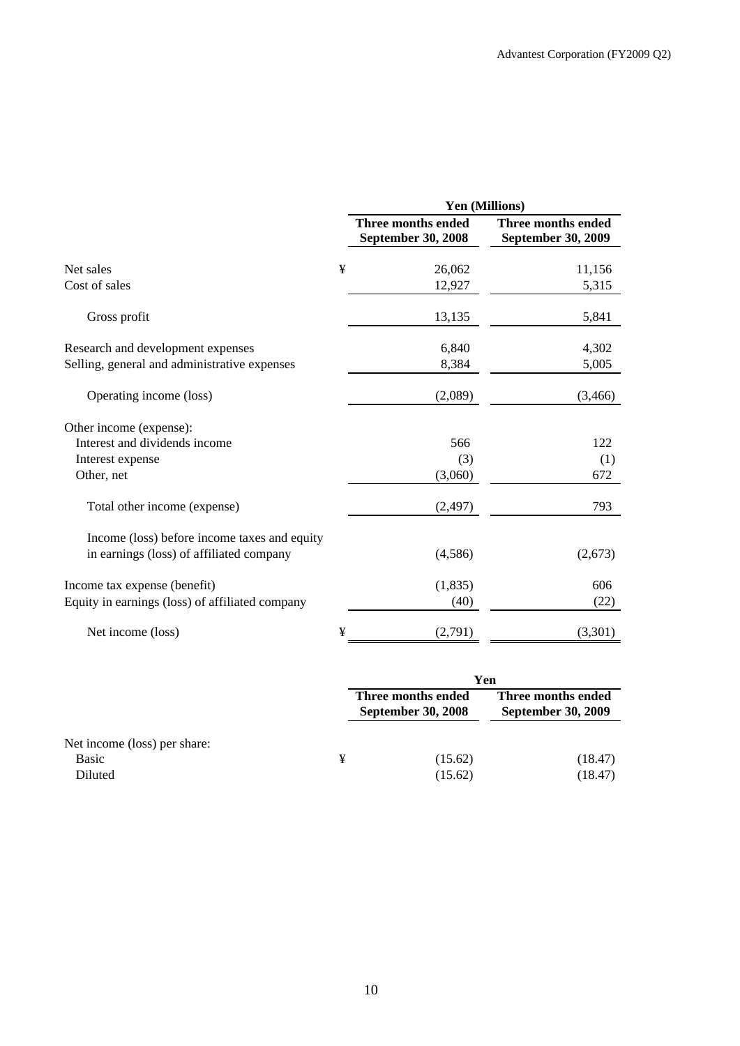| | | Yen (Millions) | |
|---|---|---|---|
| | | Three months ended September 30, 2008 | Three months ended September 30, 2009 |
| Net sales | ¥ | 26,062 | 11,156 |
| Cost of sales | | 12,927 | 5,315 |
| Gross profit | | 13,135 | 5,841 |
| Research and development expenses | | 6,840 | 4,302 |
| Selling, general and administrative expenses | | 8,384 | 5,005 |
| Operating income (loss) | | (2,089) | (3,466) |
| Other income (expense): | | | |
| Interest and dividends income | | 566 | 122 |
| Interest expense | | (3) | (1) |
| Other, net | | (3,060) | 672 |
| Total other income (expense) | | (2,497) | 793 |
| Income (loss) before income taxes and equity in earnings (loss) of affiliated company | | (4,586) | (2,673) |
| Income tax expense (benefit) | | (1,835) | 606 |
| Equity in earnings (loss) of affiliated company | | (40) | (22) |
| Net income (loss) | ¥ | (2,791) | (3,301) |

| | | Yen | |
|---|---|---|---|
| | | Three months ended September 30, 2008 | Three months ended September 30, 2009 |
| Net income (loss) per share: | | | |
| Basic | ¥ | (15.62) | (18.47) |
| Diluted | | (15.62) | (18.47) |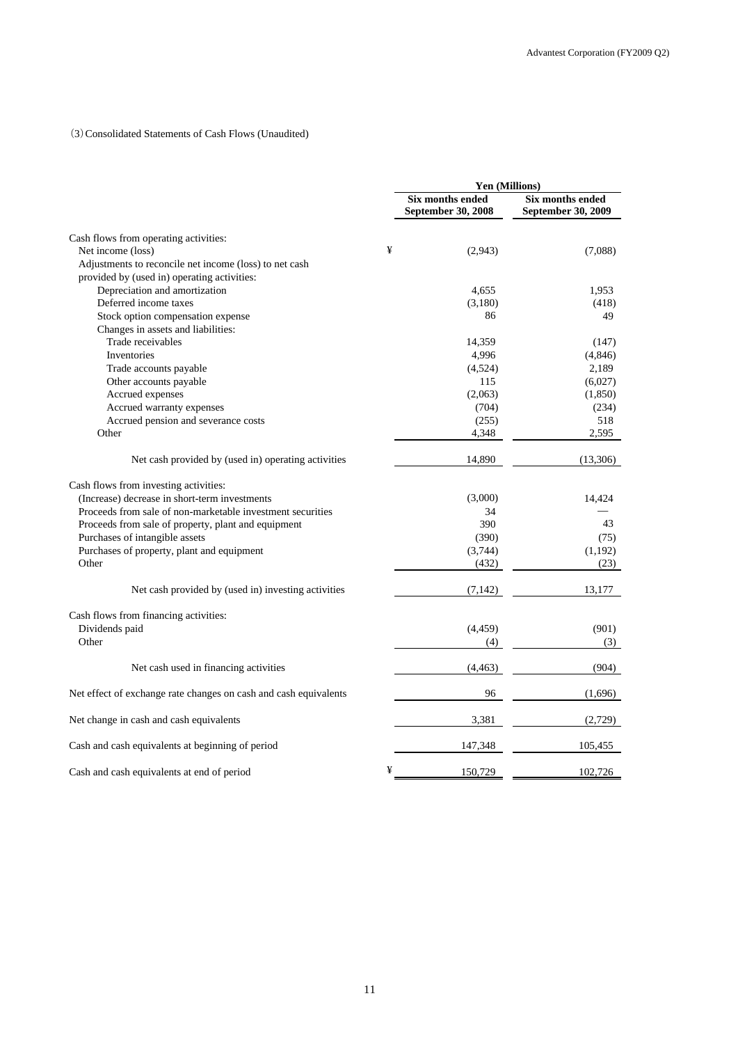(3) Consolidated Statements of Cash Flows (Unaudited)

| | Yen (Millions) | |
|---|---|---|
| | Six months ended September 30, 2008 | Six months ended September 30, 2009 |
| Cash flows from operating activities: | | |
| Net income (loss) | ¥ (2,943) | (7,088) |
| Adjustments to reconcile net income (loss) to net cash provided by (used in) operating activities: | | |
| Depreciation and amortization | 4,655 | 1,953 |
| Deferred income taxes | (3,180) | (418) |
| Stock option compensation expense | 86 | 49 |
| Changes in assets and liabilities: | | |
| Trade receivables | 14,359 | (147) |
| Inventories | 4,996 | (4,846) |
| Trade accounts payable | (4,524) | 2,189 |
| Other accounts payable | 115 | (6,027) |
| Accrued expenses | (2,063) | (1,850) |
| Accrued warranty expenses | (704) | (234) |
| Accrued pension and severance costs | (255) | 518 |
| Other | 4,348 | 2,595 |
| Net cash provided by (used in) operating activities | 14,890 | (13,306) |
| Cash flows from investing activities: | | |
| (Increase) decrease in short-term investments | (3,000) | 14,424 |
| Proceeds from sale of non-marketable investment securities | 34 | — |
| Proceeds from sale of property, plant and equipment | 390 | 43 |
| Purchases of intangible assets | (390) | (75) |
| Purchases of property, plant and equipment | (3,744) | (1,192) |
| Other | (432) | (23) |
| Net cash provided by (used in) investing activities | (7,142) | 13,177 |
| Cash flows from financing activities: | | |
| Dividends paid | (4,459) | (901) |
| Other | (4) | (3) |
| Net cash used in financing activities | (4,463) | (904) |
| Net effect of exchange rate changes on cash and cash equivalents | 96 | (1,696) |
| Net change in cash and cash equivalents | 3,381 | (2,729) |
| Cash and cash equivalents at beginning of period | 147,348 | 105,455 |
| Cash and cash equivalents at end of period | ¥ 150,729 | 102,726 |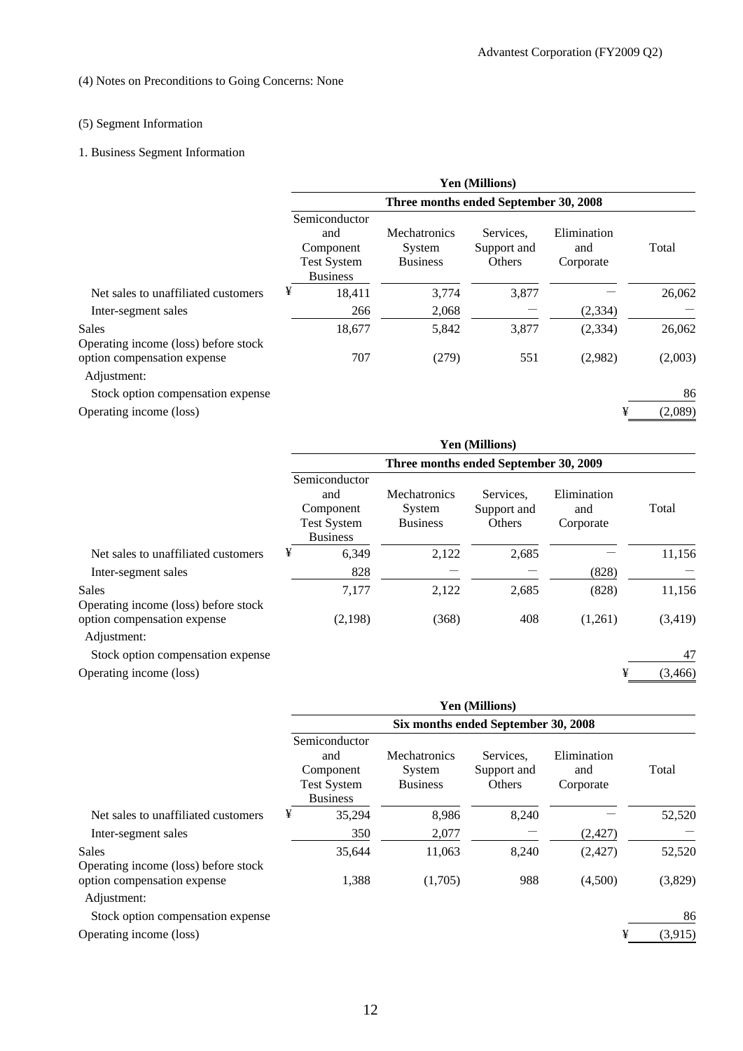(4) Notes on Preconditions to Going Concerns: None

(5) Segment Information

1. Business Segment Information

| | Yen (Millions) | | | | |
|---|---|---|---|---|---|
| | Three months ended September 30, 2008 | | | | |
| | Semiconductor and Component Test System Business | Mechatronics System Business | Services, Support and Others | Elimination and Corporate | Total |
| Net sales to unaffiliated customers | ¥ 18,411 | 3,774 | 3,877 | — | 26,062 |
| Inter-segment sales | 266 | 2,068 | — | (2,334) | — |
| Sales | 18,677 | 5,842 | 3,877 | (2,334) | 26,062 |
| Operating income (loss) before stock option compensation expense | 707 | (279) | 551 | (2,982) | (2,003) |
| Adjustment: | | | | | |
| Stock option compensation expense | | | | | 86 |
| Operating income (loss) | | | | | ¥ (2,089) |

| | Yen (Millions) | | | | |
|---|---|---|---|---|---|
| | Three months ended September 30, 2009 | | | | |
| | Semiconductor and Component Test System Business | Mechatronics System Business | Services, Support and Others | Elimination and Corporate | Total |
| Net sales to unaffiliated customers | ¥ 6,349 | 2,122 | 2,685 | — | 11,156 |
| Inter-segment sales | 828 | — | — | (828) | — |
| Sales | 7,177 | 2,122 | 2,685 | (828) | 11,156 |
| Operating income (loss) before stock option compensation expense | (2,198) | (368) | 408 | (1,261) | (3,419) |
| Adjustment: | | | | | |
| Stock option compensation expense | | | | | 47 |
| Operating income (loss) | | | | | ¥ (3,466) |

| | Yen (Millions) | | | | |
|---|---|---|---|---|---|
| | Six months ended September 30, 2008 | | | | |
| | Semiconductor and Component Test System Business | Mechatronics System Business | Services, Support and Others | Elimination and Corporate | Total |
| Net sales to unaffiliated customers | ¥ 35,294 | 8,986 | 8,240 | — | 52,520 |
| Inter-segment sales | 350 | 2,077 | — | (2,427) | — |
| Sales | 35,644 | 11,063 | 8,240 | (2,427) | 52,520 |
| Operating income (loss) before stock option compensation expense | 1,388 | (1,705) | 988 | (4,500) | (3,829) |
| Adjustment: | | | | | |
| Stock option compensation expense | | | | | 86 |
| Operating income (loss) | | | | | ¥ (3,915) |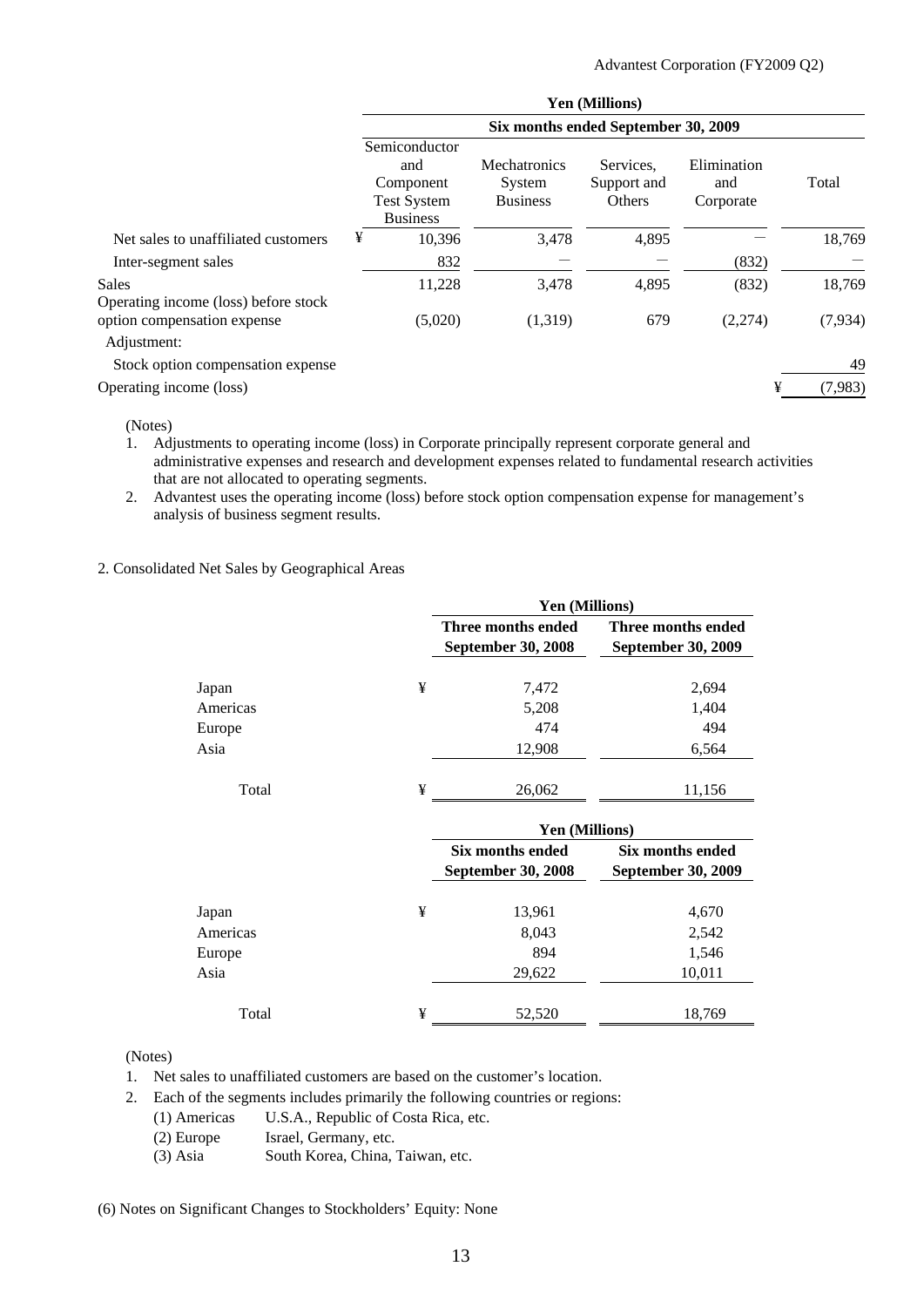| | Yen (Millions) | | | | |
|---|---|---|---|---|---|
| | Six months ended September 30, 2009 | | | | |
| | Semiconductor and Component Test System Business | Mechatronics System Business | Services, Support and Others | Elimination and Corporate | Total |
| Net sales to unaffiliated customers | ¥ 10,396 | 3,478 | 4,895 | — | 18,769 |
| Inter-segment sales | 832 | — | — | (832) | — |
| Sales | 11,228 | 3,478 | 4,895 | (832) | 18,769 |
| Operating income (loss) before stock option compensation expense | (5,020) | (1,319) | 679 | (2,274) | (7,934) |
| Adjustment: | | | | | |
| Stock option compensation expense | | | | | 49 |
| Operating income (loss) | | | | | ¥ (7,983) |

(Notes)

1. Adjustments to operating income (loss) in Corporate principally represent corporate general and administrative expenses and research and development expenses related to fundamental research activities that are not allocated to operating segments.
2. Advantest uses the operating income (loss) before stock option compensation expense for management's analysis of business segment results.

2. Consolidated Net Sales by Geographical Areas

| | Yen (Millions) | |
|---|---|---|
| | Three months ended September 30, 2008 | Three months ended September 30, 2009 |
| Japan | ¥ 7,472 | 2,694 |
| Americas | 5,208 | 1,404 |
| Europe | 474 | 494 |
| Asia | 12,908 | 6,564 |
| Total | ¥ 26,062 | 11,156 |

| | Yen (Millions) | |
|---|---|---|
| | Six months ended September 30, 2008 | Six months ended September 30, 2009 |
| Japan | ¥ 13,961 | 4,670 |
| Americas | 8,043 | 2,542 |
| Europe | 894 | 1,546 |
| Asia | 29,622 | 10,011 |
| Total | ¥ 52,520 | 18,769 |

(Notes)

1. Net sales to unaffiliated customers are based on the customer's location.
2. Each of the segments includes primarily the following countries or regions:
   - (1) Americas U.S.A., Republic of Costa Rica, etc.
   - (2) Europe Israel, Germany, etc.
   - (3) Asia South Korea, China, Taiwan, etc.

(6) Notes on Significant Changes to Stockholders' Equity: None